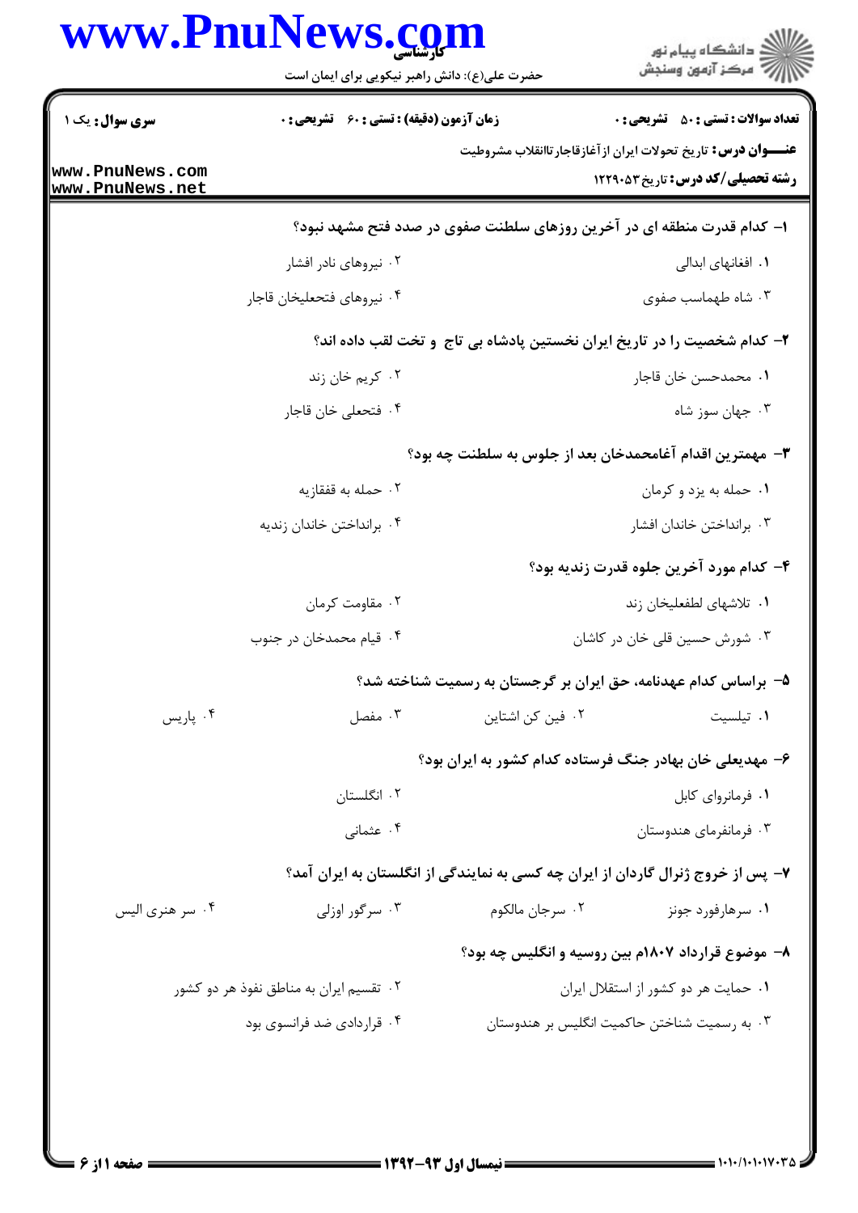**سری سوال:** یک ۱ | **زمان آزمون (دقیقه) : تستی : ۶۰ تشریحی : ۰** | **تعداد سوالات : تستی : ۵۰ تشریحی : ۰**

**عنـــوان درس:** تاریخ تحولات ایران ازآغازقاجارتاانقلاب مشروطیت

**رشته تحصیلی/کد درس:** تاریخ ۱۲۲۹۰۵۳

**۱- کدام قدرت منطقه ای در آخرین روزهای سلطنت صفوی در صدد فتح مشهد نبود؟**

۱. افغانهای ابدالی
۲. نیروهای نادر افشار
۳. شاه طهماسب صفوی
۴. نیروهای فتحعلیخان قاجار

**۲- کدام شخصیت را در تاریخ ایران نخستین پادشاه بی تاج و تخت لقب داده اند؟**

۱. محمدحسن خان قاجار
۲. کریم خان زند
۳. جهان سوز شاه
۴. فتحعلی خان قاجار

**۳- مهمترین اقدام آغامحمدخان بعد از جلوس به سلطنت چه بود؟**

۱. حمله به یزد و کرمان
۲. حمله به قفقازیه
۳. برانداختن خاندان افشار
۴. برانداختن خاندان زندیه

**۴- کدام مورد آخرین جلوه قدرت زندیه بود؟**

۱. تلاشهای لطفعلیخان زند
۲. مقاومت کرمان
۳. شورش حسین قلی خان در کاشان
۴. قیام محمدخان در جنوب

**۵- براساس کدام عهدنامه، حق ایران بر گرجستان به رسمیت شناخته شد؟**

۱. تیلسیت
۲. فین کن اشتاین
۳. مفصل
۴. پاریس

**۶- مهدیعلی خان بهادر جنگ فرستاده کدام کشور به ایران بود؟**

۱. فرمانروای کابل
۲. انگلستان
۳. فرمانفرمای هندوستان
۴. عثمانی

**۷- پس از خروج ژنرال گاردان از ایران چه کسی به نمایندگی از انگلستان به ایران آمد؟**

۱. سرهارفورد جونز
۲. سرجان مالکوم
۳. سرگور اوزلی
۴. سر هنری الیس

**۸- موضوع قرارداد ۱۸۰۷م بین روسیه و انگلیس چه بود؟**

۱. حمایت هر دو کشور از استقلال ایران
۲. تقسیم ایران به مناطق نفوذ هر دو کشور
۳. به رسمیت شناختن حاکمیت انگلیس بر هندوستان
۴. قراردادی ضد فرانسوی بود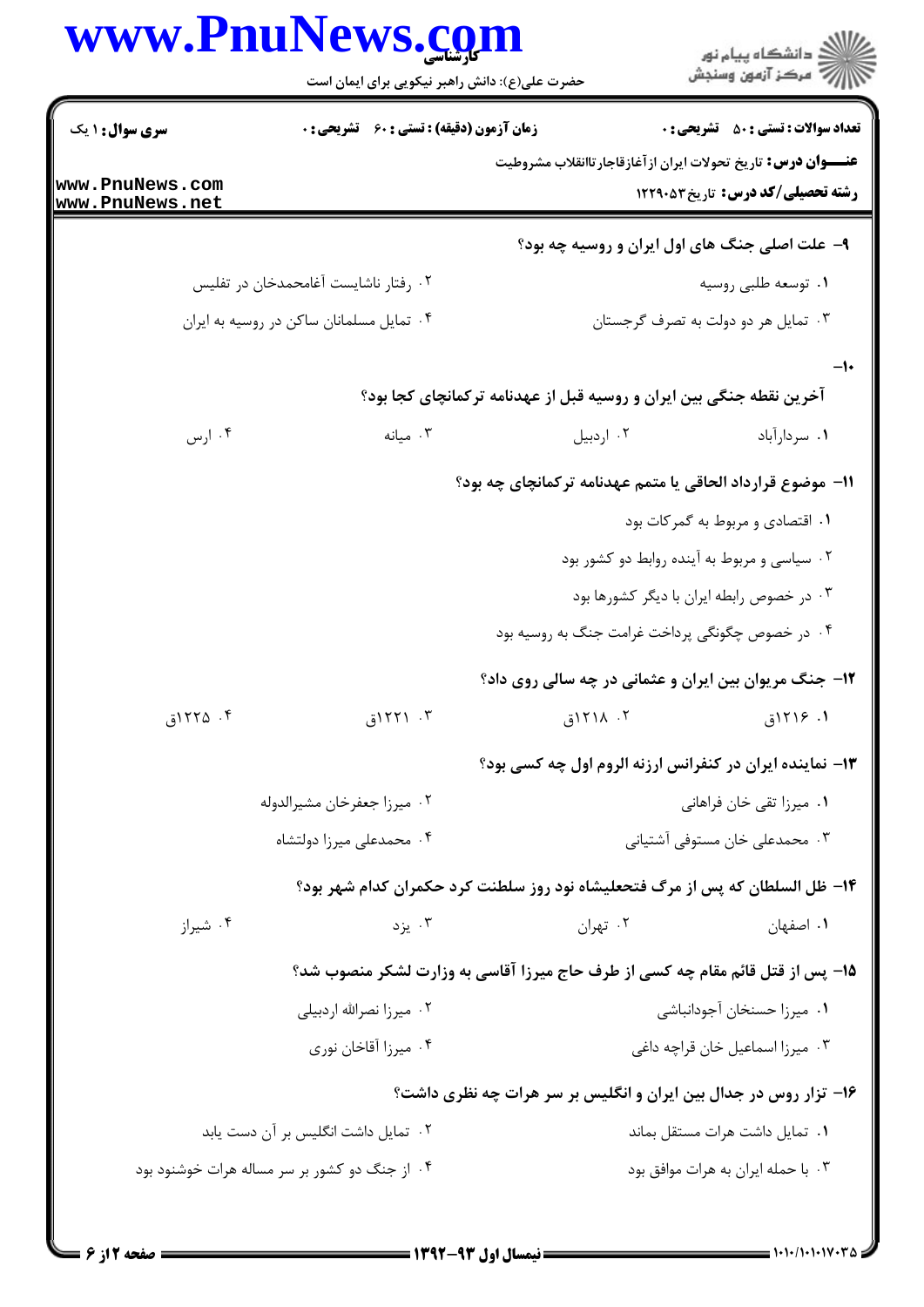سری سوال: ۱ یک | زمان آزمون (دقیقه): تستی: ۶۰ تشریحی: ۰ | تعداد سوالات: تستی: ۵۰ تشریحی: ۰

**عنـــوان درس:** تاریخ تحولات ایران ازآغازقاجارتاانقلاب مشروطیت

**رشته تحصیلی/کد درس:** تاریخ۱۲۲۹۰۵۳

۹- علت اصلی جنگ های اول ایران و روسیه چه بود؟

۱. توسعه طلبی روسیه
۲. رفتار ناشایست آغامحمدخان در تفلیس
۳. تمایل هر دو دولت به تصرف گرجستان
۴. تمایل مسلمانان ساکن در روسیه به ایران

۱۰- آخرین نقطه جنگی بین ایران و روسیه قبل از عهدنامه ترکمانچای کجا بود؟

۱. سردارآباد
۲. اردبیل
۳. میانه
۴. ارس

۱۱- موضوع قرارداد الحاقی یا متمم عهدنامه ترکمانچای چه بود؟

۱. اقتصادی و مربوط به گمرکات بود
۲. سیاسی و مربوط به آینده روابط دو کشور بود
۳. در خصوص رابطه ایران با دیگر کشورها بود
۴. در خصوص چگونگی پرداخت غرامت جنگ به روسیه بود

۱۲- جنگ مریوان بین ایران و عثمانی در چه سالی روی داد؟

۱. ۱۲۱۶ق
۲. ۱۲۱۸ق
۳. ۱۲۲۱ق
۴. ۱۲۲۵ق

۱۳- نماینده ایران در کنفرانس ارزنه الروم اول چه کسی بود؟

۱. میرزا تقی خان فراهانی
۲. میرزا جعفرخان مشیرالدوله
۳. محمدعلی خان مستوفی آشتیانی
۴. محمدعلی میرزا دولتشاه

۱۴- ظل السلطان که پس از مرگ فتحعلیشاه نود روز سلطنت کرد حکمران کدام شهر بود؟

۱. اصفهان
۲. تهران
۳. یزد
۴. شیراز

۱۵- پس از قتل قائم مقام چه کسی از طرف حاج میرزا آقاسی به وزارت لشکر منصوب شد؟

۱. میرزا حسنخان آجودانباشی
۲. میرزا نصرالله اردبیلی
۳. میرزا اسماعیل خان قراچه داغی
۴. میرزا آقاخان نوری

۱۶- تزار روس در جدال بین ایران و انگلیس بر سر هرات چه نظری داشت؟

۱. تمایل داشت هرات مستقل بماند
۲. تمایل داشت انگلیس بر آن دست یابد
۳. با حمله ایران به هرات موافق بود
۴. از جنگ دو کشور بر سر مساله هرات خوشنود بود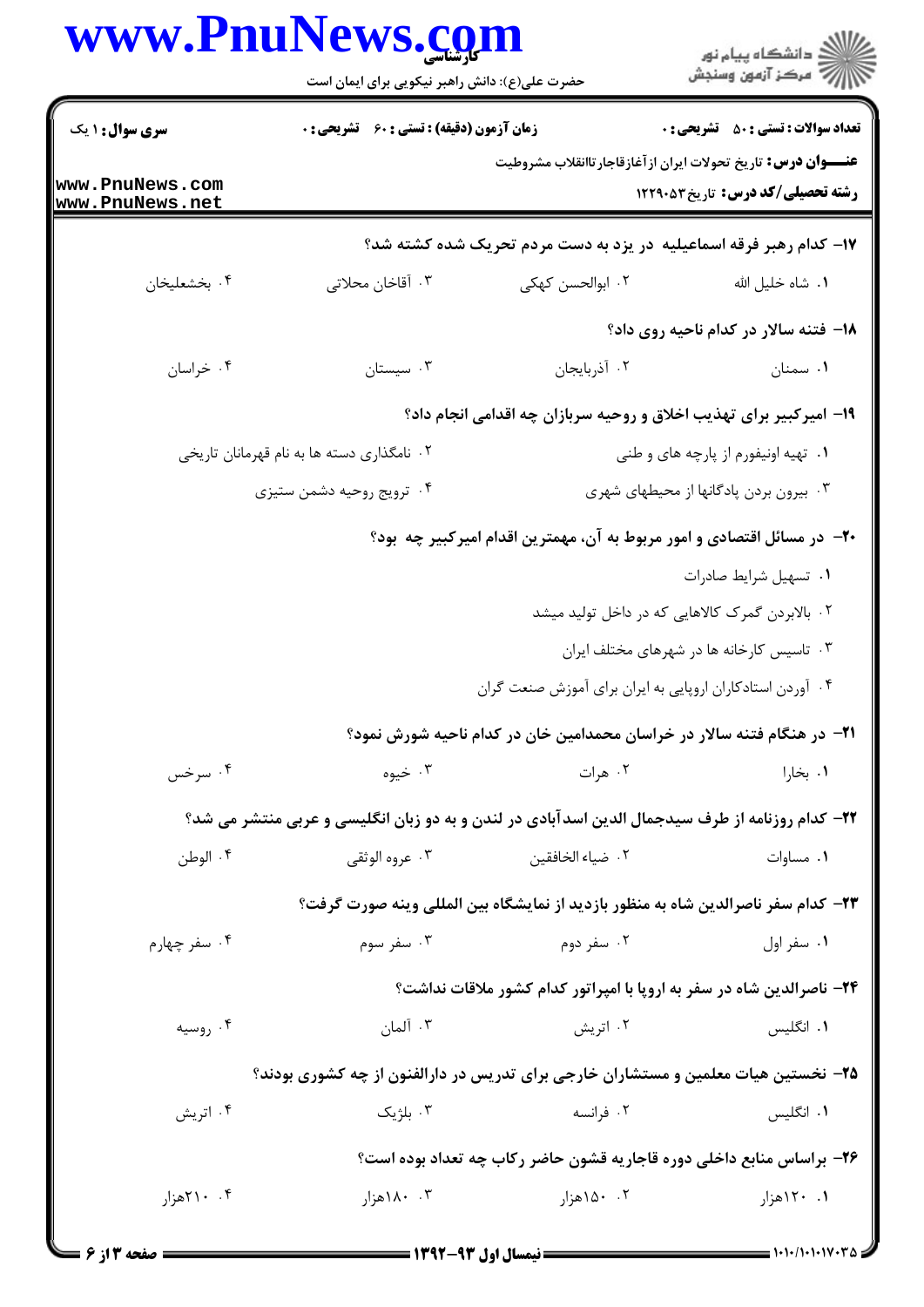۱۷- کدام رهبر فرقه اسماعیلیه در یزد به دست مردم تحریک شده کشته شد؟

۱. شاه خلیل الله
۲. ابوالحسن کهکی
۳. آقاخان محلاتی
۴. بخشعلیخان

۱۸- فتنه سالار در کدام ناحیه روی داد؟

۱. سمنان
۲. آذربایجان
۳. سیستان
۴. خراسان

۱۹- امیرکبیر برای تهذیب اخلاق و روحیه سربازان چه اقدامی انجام داد؟

۱. تهیه اونیفورم از پارچه های و طنی
۲. نامگذاری دسته ها به نام قهرمانان تاریخی
۳. بیرون بردن پادگانها از محیطهای شهری
۴. ترویج روحیه دشمن ستیزی

۲۰- در مسائل اقتصادی و امور مربوط به آن، مهمترین اقدام امیرکبیر چه بود؟

۱. تسهیل شرایط صادرات
۲. بالابردن گمرک کالاهایی که در داخل تولید میشد
۳. تاسیس کارخانه ها در شهرهای مختلف ایران
۴. آوردن استادکاران اروپایی به ایران برای آموزش صنعت گران

۲۱- در هنگام فتنه سالار در خراسان محمدامین خان در کدام ناحیه شورش نمود؟

۱. بخارا
۲. هرات
۳. خیوه
۴. سرخس

۲۲- کدام روزنامه از طرف سیدجمال الدین اسدآبادی در لندن و به دو زبان انگلیسی و عربی منتشر می شد؟

۱. مساوات
۲. ضیاء الخافقین
۳. عروه الوثقی
۴. الوطن

۲۳- کدام سفر ناصرالدین شاه به منظور بازدید از نمایشگاه بین المللی وینه صورت گرفت؟

۱. سفر اول
۲. سفر دوم
۳. سفر سوم
۴. سفر چهارم

۲۴- ناصرالدین شاه در سفر به اروپا با امپراتور کدام کشور ملاقات نداشت؟

۱. انگلیس
۲. اتریش
۳. آلمان
۴. روسیه

۲۵- نخستین هیات معلمین و مستشاران خارجی برای تدریس در دارالفنون از چه کشوری بودند؟

۱. انگلیس
۲. فرانسه
۳. بلژیک
۴. اتریش

۲۶- براساس منابع داخلی دوره قاجاریه قشون حاضر رکاب چه تعداد بوده است؟

۱. ۱۲۰هزار
۲. ۱۵۰هزار
۳. ۱۸۰هزار
۴. ۲۱۰هزار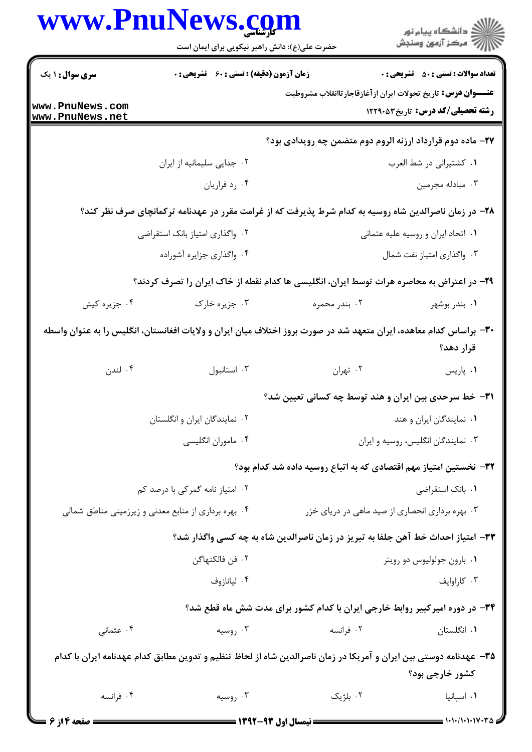**سری سوال:** ۱ یک | **زمان آزمون (دقیقه) : تستی :** ۶۰ **تشریحی :** ۰ | **تعداد سوالات : تستی :** ۵۰ **تشریحی :** ۰

**عنـــوان درس:** تاریخ تحولات ایران ازآغازقاجارتاانقلاب مشروطیت

**رشته تحصیلی/کد درس:** تاریخ۱۲۲۹۰۵۳

۲۷- ماده دوم قرارداد ارزنه الروم دوم متضمن چه رویدادی بود؟

۱. کشتیرانی در شط العرب
۲. جدایی سلیمانیه از ایران
۳. مبادله مجرمین
۴. رد فراریان

۲۸- در زمان ناصرالدین شاه روسیه به کدام شرط پذیرفت که از غرامت مقرر در عهدنامه ترکمانچای صرف نظر کند؟

۱. اتحاد ایران و روسیه علیه عثمانی
۲. واگذاری امتیاز بانک استقراضی
۳. واگذاری امتیاز نفت شمال
۴. واگذاری جزایره آشوراده

۲۹- در اعتراض به محاصره هرات توسط ایران، انگلیسی ها کدام نقطه از خاک ایران را تصرف کردند؟

۱. بندر بوشهر
۲. بندر محمره
۳. جزیره خارک
۴. جزیره کیش

۳۰- براساس کدام معاهده، ایران متعهد شد در صورت بروز اختلاف میان ایران و ولایات افغانستان، انگلیس را به عنوان واسطه قرار دهد؟

۱. پاریس
۲. تهران
۳. استانبول
۴. لندن

۳۱- خط سرحدی بین ایران و هند توسط چه کسانی تعیین شد؟

۱. نمایندگان ایران و هند
۲. نمایندگان ایران و انگلستان
۳. نمایندگان انگلیس، روسیه و ایران
۴. ماموران انگلیسی

۳۲- نخستین امتیاز مهم اقتصادی که به اتباع روسیه داده شد کدام بود؟

۱. بانک استقراضی
۲. امتیاز نامه گمرکی با درصد کم
۳. بهره برداری انحصاری از صید ماهی در دریای خزر
۴. بهره برداری از منابع معدنی و زیرزمینی مناطق شمالی

۳۳- امتیاز احداث خط آهن جلفا به تبریز در زمان ناصرالدین شاه به چه کسی واگذار شد؟

۱. بارون جولوليوس دو رویتر
۲. فن فالکنهاگن
۳. کاراوایف
۴. لیانازوف

۳۴- در دوره امیرکبیر روابط خارجی ایران با کدام کشور برای مدت شش ماه قطع شد؟

۱. انگلستان
۲. فرانسه
۳. روسیه
۴. عثمانی

۳۵- عهدنامه دوستی بین ایران و آمریکا در زمان ناصرالدین شاه از لحاظ تنظیم و تدوین مطابق کدام عهدنامه ایران با کدام کشور خارجی بود؟

۱. اسپانیا
۲. بلژیک
۳. روسیه
۴. فرانسه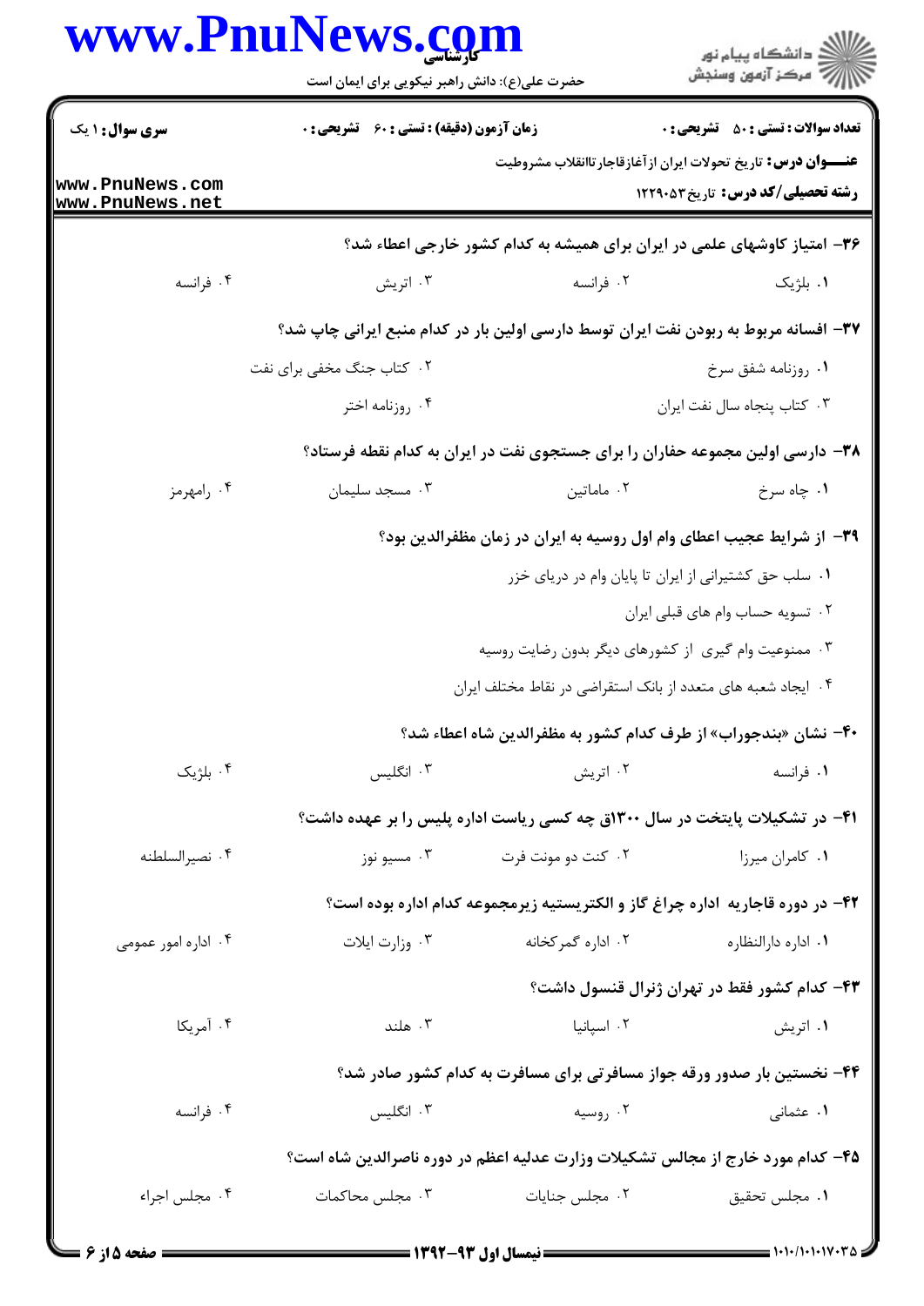۳۶- امتیاز کاوشهای علمی در ایران برای همیشه به کدام کشور خارجی اعطاء شد؟

۱. بلژیک
۲. فرانسه
۳. اتریش
۴. فرانسه

۳۷- افسانه مربوط به ربودن نفت ایران توسط دارسی اولین بار در کدام منبع ایرانی چاپ شد؟

۱. روزنامه شفق سرخ
۲. کتاب جنگ مخفی برای نفت
۳. کتاب پنجاه سال نفت ایران
۴. روزنامه اختر

۳۸- دارسی اولین مجموعه حفاران را برای جستجوی نفت در ایران به کدام نقطه فرستاد؟

۱. چاه سرخ
۲. ماماتین
۳. مسجد سلیمان
۴. رامهرمز

۳۹- از شرایط عجیب اعطای وام اول روسیه به ایران در زمان مظفرالدین بود؟

۱. سلب حق کشتیرانی از ایران تا پایان وام در دریای خزر
۲. تسویه حساب وام های قبلی ایران
۳. ممنوعیت وام گیری از کشورهای دیگر بدون رضایت روسیه
۴. ایجاد شعبه های متعدد از بانک استقراضی در نقاط مختلف ایران

۴۰- نشان «بندجوراب» از طرف کدام کشور به مظفرالدین شاه اعطاء شد؟

۱. فرانسه
۲. اتریش
۳. انگلیس
۴. بلژیک

۴۱- در تشکیلات پایتخت در سال ۱۳۰۰ق چه کسی ریاست اداره پلیس را بر عهده داشت؟

۱. کامران میرزا
۲. کنت دو مونت فرت
۳. مسیو نوز
۴. نصیرالسلطنه

۴۲- در دوره قاجاریه اداره چراغ گاز و الکتریستیه زیرمجموعه کدام اداره بوده است؟

۱. اداره دارالنظاره
۲. اداره گمرکخانه
۳. وزارت ایلات
۴. اداره امور عمومی

۴۳- کدام کشور فقط در تهران ژنرال قنسول داشت؟

۱. اتریش
۲. اسپانیا
۳. هلند
۴. آمریکا

۴۴- نخستین بار صدور ورقه جواز مسافرتی برای مسافرت به کدام کشور صادر شد؟

۱. عثمانی
۲. روسیه
۳. انگلیس
۴. فرانسه

۴۵- کدام مورد خارج از مجالس تشکیلات وزارت عدلیه اعظم در دوره ناصرالدین شاه است؟

۱. مجلس تحقیق
۲. مجلس جنایات
۳. مجلس محاکمات
۴. مجلس اجراء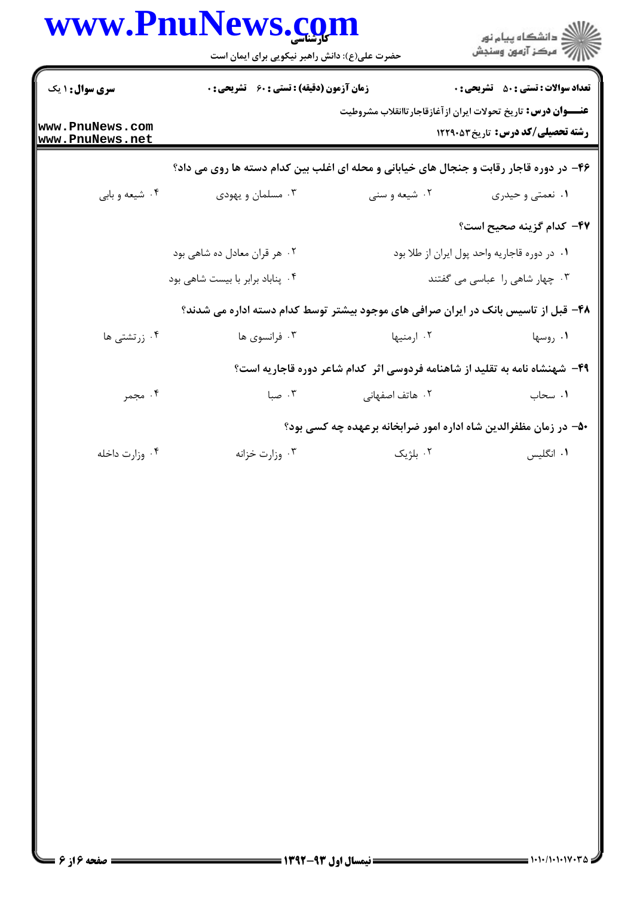۴۶- در دوره قاجار رقابت و جنجال های خیابانی و محله ای اغلب بین کدام دسته ها روی می داد؟

۱. نعمتی و حیدری
۲. شیعه و سنی
۳. مسلمان و یهودی
۴. شیعه و بابی

۴۷- کدام گزینه صحیح است؟

۱. در دوره قاجاریه واحد پول ایران از طلا بود
۲. هر قران معادل ده شاهی بود
۳. چهار شاهی را عباسی می گفتند
۴. پناباد برابر با بیست شاهی بود

۴۸- قبل از تاسیس بانک در ایران صرافی های موجود بیشتر توسط کدام دسته اداره می شدند؟

۱. روسها
۲. ارمنیها
۳. فرانسوی ها
۴. زرتشتی ها

۴۹- شهنشاه نامه به تقلید از شاهنامه فردوسی اثر کدام شاعر دوره قاجاریه است؟

۱. سحاب
۲. هاتف اصفهانی
۳. صبا
۴. مجمر

۵۰- در زمان مظفرالدین شاه اداره امور ضرابخانه برعهده چه کسی بود؟

۱. انگلیس
۲. بلژیک
۳. وزارت خزانه
۴. وزارت داخله